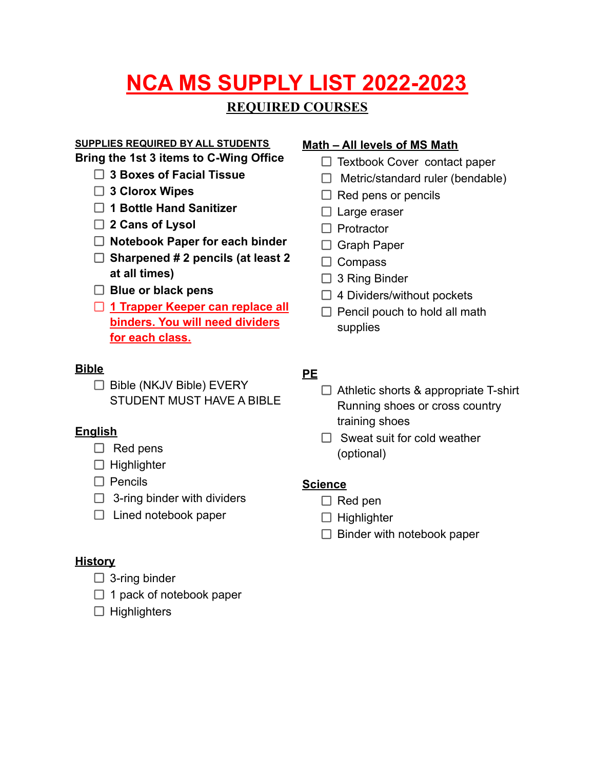# NCA MS SUPPLY LIST 2022-2023

## REQUIRED COURSES

**SUPPLIES REQUIRED BY ALL STUDENTS**

**Bring the 1st 3 items to C-Wing Office**

- ☐ **3 Boxes of Facial Tissue**
- ☐ **3 Clorox Wipes**
- ☐ **1 Bottle Hand Sanitizer**
- ☐ **2 Cans of Lysol**
- ☐ **Notebook Paper for each binder**
- ☐ **Sharpened # 2 pencils (at least 2 at all times)**
- ☐ **Blue or black pens**
- ☐ **1 Trapper Keeper can replace all binders. You will need dividers for each class.**

**Bible**

- ☐ Bible (NKJV Bible) EVERY STUDENT MUST HAVE A BIBLE

**English**

- ☐ Red pens
- ☐ Highlighter
- ☐ Pencils
- ☐ 3-ring binder with dividers
- ☐ Lined notebook paper

**History**

- ☐ 3-ring binder
- ☐ 1 pack of notebook paper
- ☐ Highlighters

**Math – All levels of MS Math**

- ☐ Textbook Cover contact paper
- ☐ Metric/standard ruler (bendable)
- ☐ Red pens or pencils
- ☐ Large eraser
- ☐ Protractor
- ☐ Graph Paper
- ☐ Compass
- ☐ 3 Ring Binder
- ☐ 4 Dividers/without pockets
- ☐ Pencil pouch to hold all math supplies

**PE**

- ☐ Athletic shorts & appropriate T-shirt Running shoes or cross country training shoes
- ☐ Sweat suit for cold weather (optional)

**Science**

- ☐ Red pen
- ☐ Highlighter
- ☐ Binder with notebook paper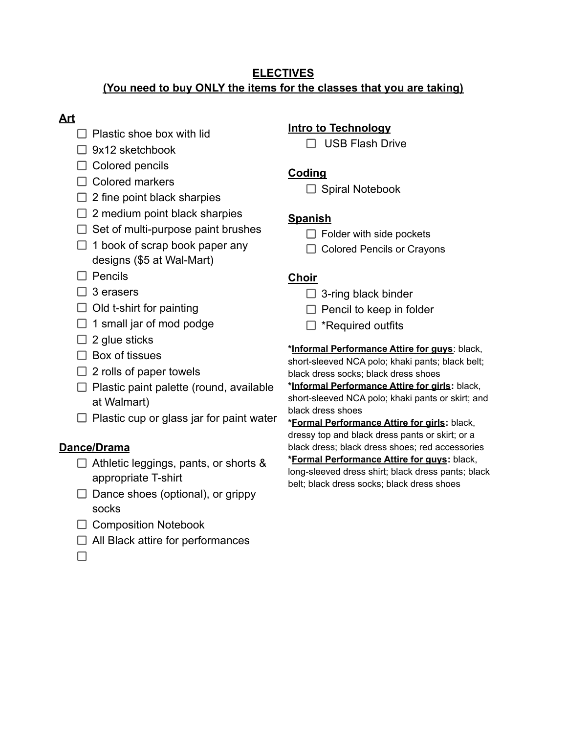# ELECTIVES

## (You need to buy ONLY the items for the classes that you are taking)

### Art

- [ ] Plastic shoe box with lid
- [ ] 9x12 sketchbook
- [ ] Colored pencils
- [ ] Colored markers
- [ ] 2 fine point black sharpies
- [ ] 2 medium point black sharpies
- [ ] Set of multi-purpose paint brushes
- [ ] 1 book of scrap book paper any designs ($5 at Wal-Mart)
- [ ] Pencils
- [ ] 3 erasers
- [ ] Old t-shirt for painting
- [ ] 1 small jar of mod podge
- [ ] 2 glue sticks
- [ ] Box of tissues
- [ ] 2 rolls of paper towels
- [ ] Plastic paint palette (round, available at Walmart)
- [ ] Plastic cup or glass jar for paint water

### Dance/Drama

- [ ] Athletic leggings, pants, or shorts & appropriate T-shirt
- [ ] Dance shoes (optional), or grippy socks
- [ ] Composition Notebook
- [ ] All Black attire for performances
- [ ] 

### Intro to Technology

- [ ] USB Flash Drive

### Coding

- [ ] Spiral Notebook

### Spanish

- [ ] Folder with side pockets
- [ ] Colored Pencils or Crayons

### Choir

- [ ] 3-ring black binder
- [ ] Pencil to keep in folder
- [ ] *Required outfits

**\*Informal Performance Attire for guys**: black, short-sleeved NCA polo; khaki pants; black belt; black dress socks; black dress shoes

**\*Informal Performance Attire for girls:** black, short-sleeved NCA polo; khaki pants or skirt; and black dress shoes

**\*Formal Performance Attire for girls:** black, dressy top and black dress pants or skirt; or a black dress; black dress shoes; red accessories

**\*Formal Performance Attire for guys:** black, long-sleeved dress shirt; black dress pants; black belt; black dress socks; black dress shoes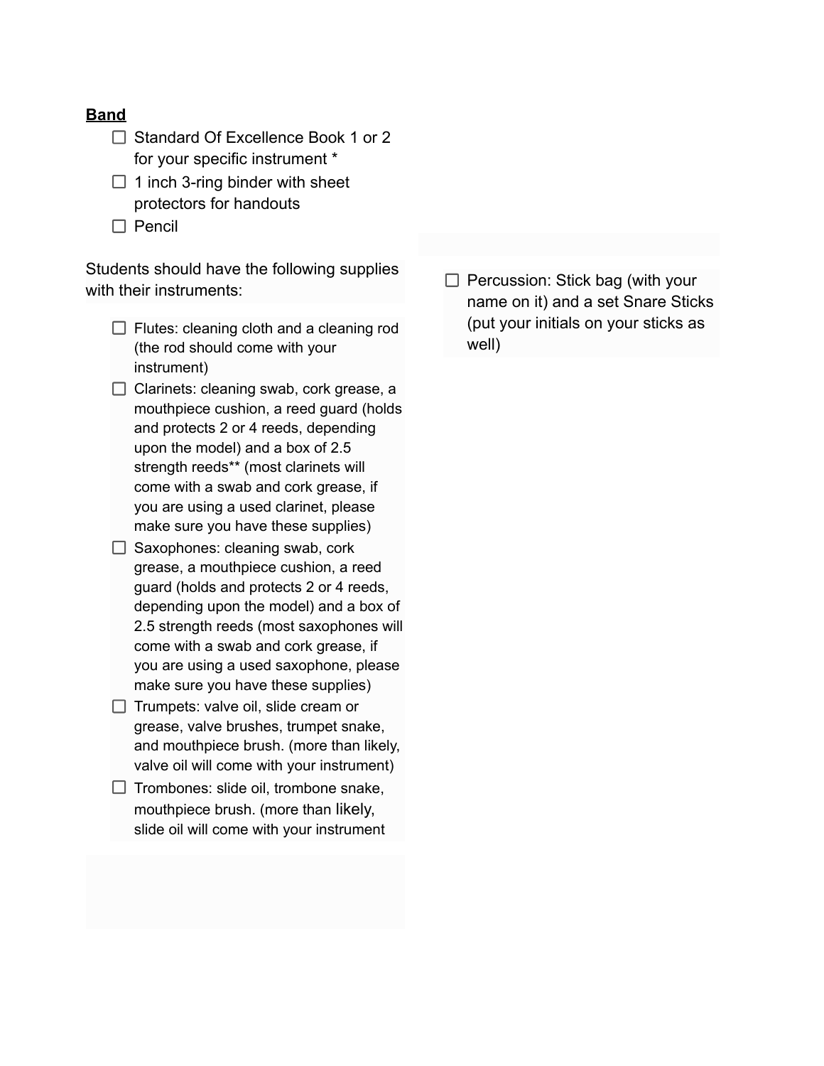<u>**Band**</u>

- [ ] Standard Of Excellence Book 1 or 2 for your specific instrument *
- [ ] 1 inch 3-ring binder with sheet protectors for handouts
- [ ] Pencil

Students should have the following supplies with their instruments:

- [ ] Flutes: cleaning cloth and a cleaning rod (the rod should come with your instrument)
- [ ] Clarinets: cleaning swab, cork grease, a mouthpiece cushion, a reed guard (holds and protects 2 or 4 reeds, depending upon the model) and a box of 2.5 strength reeds** (most clarinets will come with a swab and cork grease, if you are using a used clarinet, please make sure you have these supplies)
- [ ] Saxophones: cleaning swab, cork grease, a mouthpiece cushion, a reed guard (holds and protects 2 or 4 reeds, depending upon the model) and a box of 2.5 strength reeds (most saxophones will come with a swab and cork grease, if you are using a used saxophone, please make sure you have these supplies)
- [ ] Trumpets: valve oil, slide cream or grease, valve brushes, trumpet snake, and mouthpiece brush. (more than likely, valve oil will come with your instrument)
- [ ] Trombones: slide oil, trombone snake, mouthpiece brush. (more than likely, slide oil will come with your instrument
- [ ] Percussion: Stick bag (with your name on it) and a set Snare Sticks (put your initials on your sticks as well)